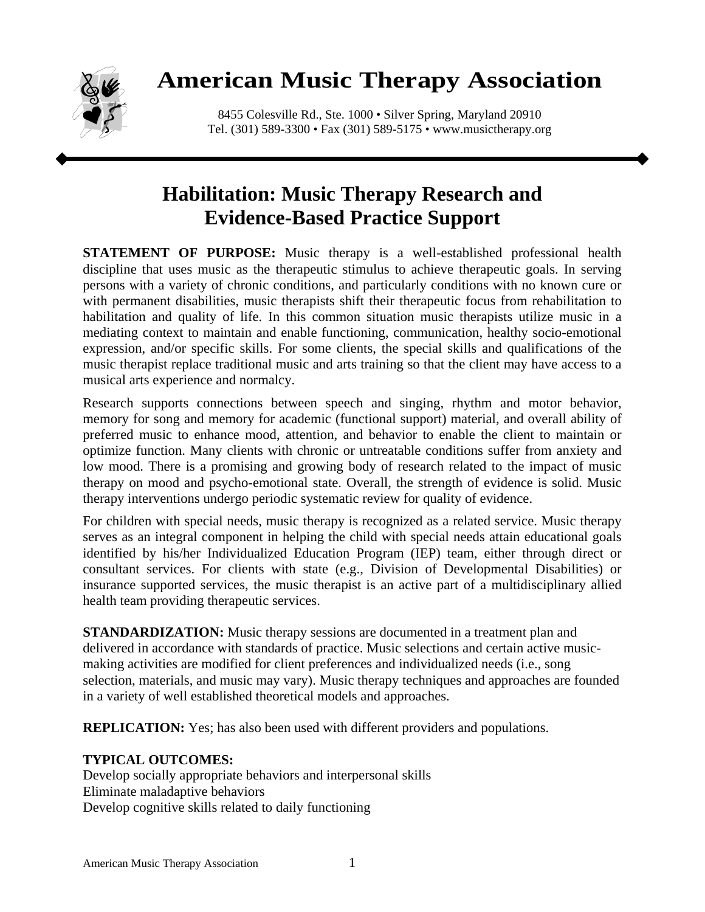# American Music Therapy Association

8455 Colesville Rd., Ste. 1000 • Silver Spring, Maryland 20910
Tel. (301) 589-3300 • Fax (301) 589-5175 • www.musictherapy.org

## Habilitation: Music Therapy Research and Evidence-Based Practice Support

**STATEMENT OF PURPOSE:** Music therapy is a well-established professional health discipline that uses music as the therapeutic stimulus to achieve therapeutic goals. In serving persons with a variety of chronic conditions, and particularly conditions with no known cure or with permanent disabilities, music therapists shift their therapeutic focus from rehabilitation to habilitation and quality of life. In this common situation music therapists utilize music in a mediating context to maintain and enable functioning, communication, healthy socio-emotional expression, and/or specific skills. For some clients, the special skills and qualifications of the music therapist replace traditional music and arts training so that the client may have access to a musical arts experience and normalcy.

Research supports connections between speech and singing, rhythm and motor behavior, memory for song and memory for academic (functional support) material, and overall ability of preferred music to enhance mood, attention, and behavior to enable the client to maintain or optimize function. Many clients with chronic or untreatable conditions suffer from anxiety and low mood. There is a promising and growing body of research related to the impact of music therapy on mood and psycho-emotional state. Overall, the strength of evidence is solid. Music therapy interventions undergo periodic systematic review for quality of evidence.

For children with special needs, music therapy is recognized as a related service. Music therapy serves as an integral component in helping the child with special needs attain educational goals identified by his/her Individualized Education Program (IEP) team, either through direct or consultant services. For clients with state (e.g., Division of Developmental Disabilities) or insurance supported services, the music therapist is an active part of a multidisciplinary allied health team providing therapeutic services.

**STANDARDIZATION:** Music therapy sessions are documented in a treatment plan and delivered in accordance with standards of practice. Music selections and certain active music-making activities are modified for client preferences and individualized needs (i.e., song selection, materials, and music may vary). Music therapy techniques and approaches are founded in a variety of well established theoretical models and approaches.

**REPLICATION:** Yes; has also been used with different providers and populations.

**TYPICAL OUTCOMES:**

Develop socially appropriate behaviors and interpersonal skills
Eliminate maladaptive behaviors
Develop cognitive skills related to daily functioning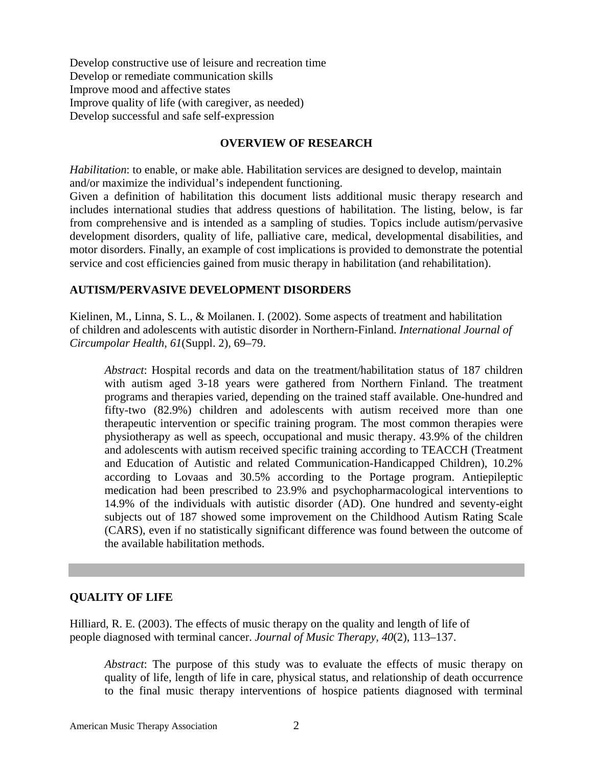Develop constructive use of leisure and recreation time
Develop or remediate communication skills
Improve mood and affective states
Improve quality of life (with caregiver, as needed)
Develop successful and safe self-expression

## OVERVIEW OF RESEARCH

*Habilitation*: to enable, or make able. Habilitation services are designed to develop, maintain and/or maximize the individual's independent functioning.

Given a definition of habilitation this document lists additional music therapy research and includes international studies that address questions of habilitation. The listing, below, is far from comprehensive and is intended as a sampling of studies. Topics include autism/pervasive development disorders, quality of life, palliative care, medical, developmental disabilities, and motor disorders. Finally, an example of cost implications is provided to demonstrate the potential service and cost efficiencies gained from music therapy in habilitation (and rehabilitation).

### AUTISM/PERVASIVE DEVELOPMENT DISORDERS

Kielinen, M., Linna, S. L., & Moilanen. I. (2002). Some aspects of treatment and habilitation of children and adolescents with autistic disorder in Northern-Finland. *International Journal of Circumpolar Health*, *61*(Suppl. 2), 69–79.

> *Abstract*: Hospital records and data on the treatment/habilitation status of 187 children with autism aged 3-18 years were gathered from Northern Finland. The treatment programs and therapies varied, depending on the trained staff available. One-hundred and fifty-two (82.9%) children and adolescents with autism received more than one therapeutic intervention or specific training program. The most common therapies were physiotherapy as well as speech, occupational and music therapy. 43.9% of the children and adolescents with autism received specific training according to TEACCH (Treatment and Education of Autistic and related Communication-Handicapped Children), 10.2% according to Lovaas and 30.5% according to the Portage program. Antiepileptic medication had been prescribed to 23.9% and psychopharmacological interventions to 14.9% of the individuals with autistic disorder (AD). One hundred and seventy-eight subjects out of 187 showed some improvement on the Childhood Autism Rating Scale (CARS), even if no statistically significant difference was found between the outcome of the available habilitation methods.

---

### QUALITY OF LIFE

Hilliard, R. E. (2003). The effects of music therapy on the quality and length of life of people diagnosed with terminal cancer. *Journal of Music Therapy, 40*(2), 113–137.

> *Abstract*: The purpose of this study was to evaluate the effects of music therapy on quality of life, length of life in care, physical status, and relationship of death occurrence to the final music therapy interventions of hospice patients diagnosed with terminal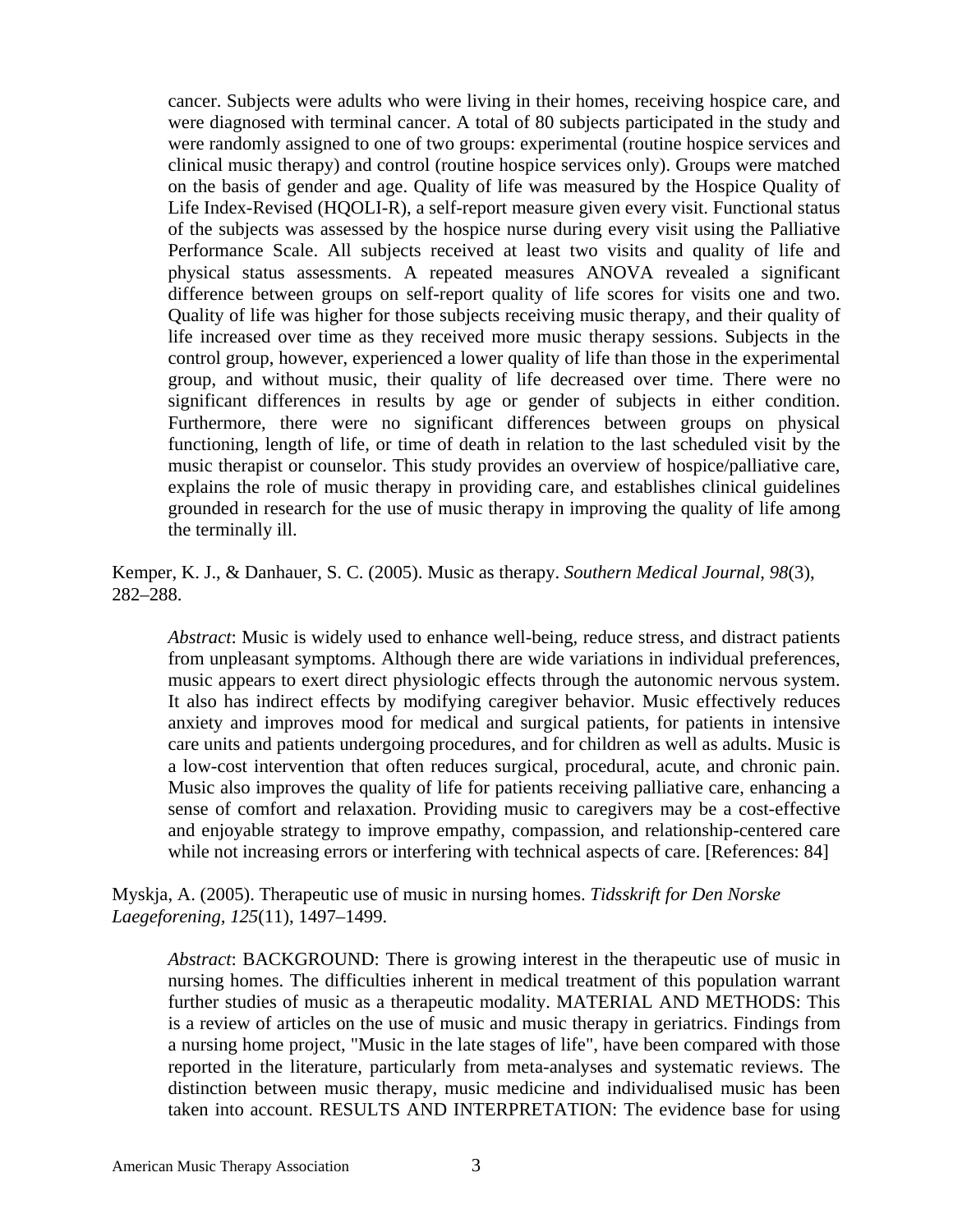cancer. Subjects were adults who were living in their homes, receiving hospice care, and were diagnosed with terminal cancer. A total of 80 subjects participated in the study and were randomly assigned to one of two groups: experimental (routine hospice services and clinical music therapy) and control (routine hospice services only). Groups were matched on the basis of gender and age. Quality of life was measured by the Hospice Quality of Life Index-Revised (HQOLI-R), a self-report measure given every visit. Functional status of the subjects was assessed by the hospice nurse during every visit using the Palliative Performance Scale. All subjects received at least two visits and quality of life and physical status assessments. A repeated measures ANOVA revealed a significant difference between groups on self-report quality of life scores for visits one and two. Quality of life was higher for those subjects receiving music therapy, and their quality of life increased over time as they received more music therapy sessions. Subjects in the control group, however, experienced a lower quality of life than those in the experimental group, and without music, their quality of life decreased over time. There were no significant differences in results by age or gender of subjects in either condition. Furthermore, there were no significant differences between groups on physical functioning, length of life, or time of death in relation to the last scheduled visit by the music therapist or counselor. This study provides an overview of hospice/palliative care, explains the role of music therapy in providing care, and establishes clinical guidelines grounded in research for the use of music therapy in improving the quality of life among the terminally ill.

Kemper, K. J., & Danhauer, S. C. (2005). Music as therapy. *Southern Medical Journal*, *98*(3), 282–288.

> *Abstract*: Music is widely used to enhance well-being, reduce stress, and distract patients from unpleasant symptoms. Although there are wide variations in individual preferences, music appears to exert direct physiologic effects through the autonomic nervous system. It also has indirect effects by modifying caregiver behavior. Music effectively reduces anxiety and improves mood for medical and surgical patients, for patients in intensive care units and patients undergoing procedures, and for children as well as adults. Music is a low-cost intervention that often reduces surgical, procedural, acute, and chronic pain. Music also improves the quality of life for patients receiving palliative care, enhancing a sense of comfort and relaxation. Providing music to caregivers may be a cost-effective and enjoyable strategy to improve empathy, compassion, and relationship-centered care while not increasing errors or interfering with technical aspects of care. [References: 84]

Myskja, A. (2005). Therapeutic use of music in nursing homes. *Tidsskrift for Den Norske Laegeforening, 125*(11), 1497–1499.

> *Abstract*: BACKGROUND: There is growing interest in the therapeutic use of music in nursing homes. The difficulties inherent in medical treatment of this population warrant further studies of music as a therapeutic modality. MATERIAL AND METHODS: This is a review of articles on the use of music and music therapy in geriatrics. Findings from a nursing home project, "Music in the late stages of life", have been compared with those reported in the literature, particularly from meta-analyses and systematic reviews. The distinction between music therapy, music medicine and individualised music has been taken into account. RESULTS AND INTERPRETATION: The evidence base for using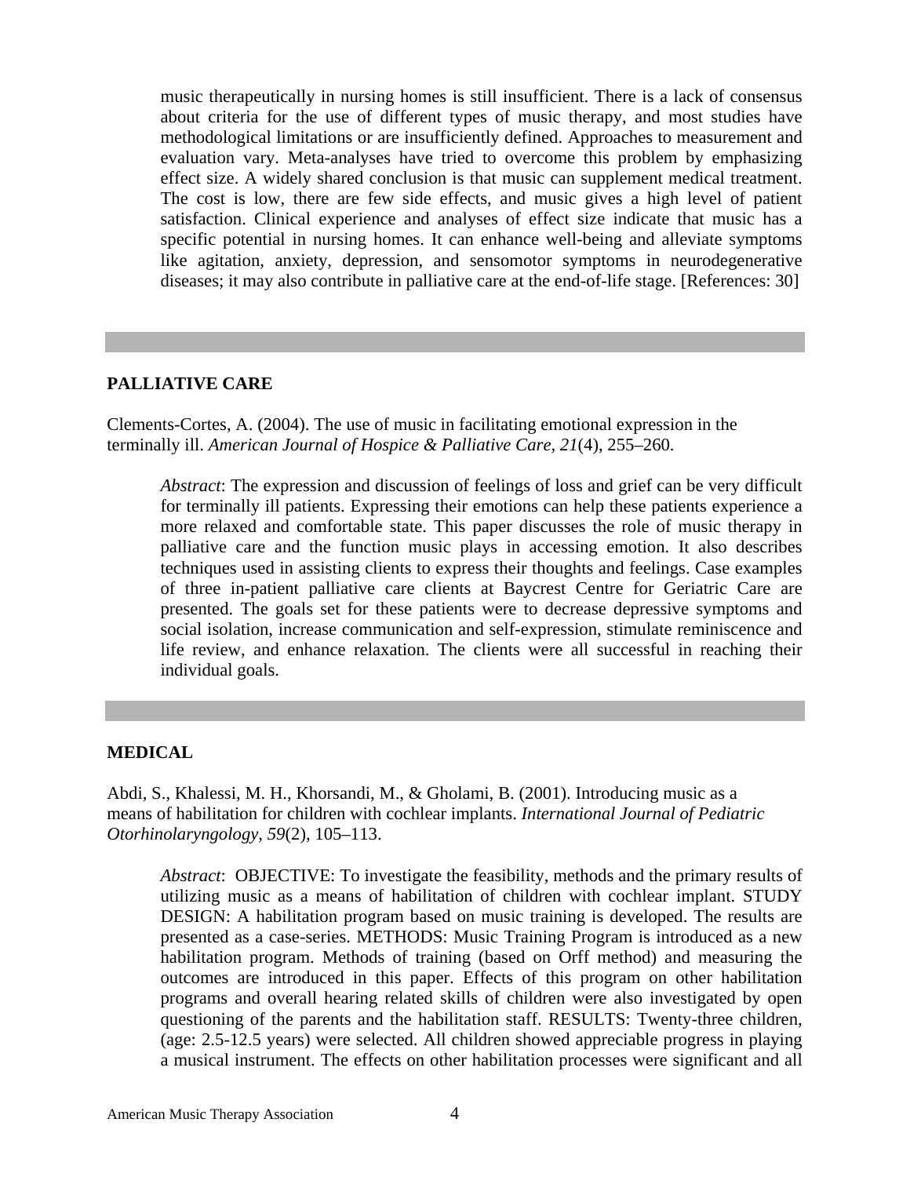music therapeutically in nursing homes is still insufficient. There is a lack of consensus about criteria for the use of different types of music therapy, and most studies have methodological limitations or are insufficiently defined. Approaches to measurement and evaluation vary. Meta-analyses have tried to overcome this problem by emphasizing effect size. A widely shared conclusion is that music can supplement medical treatment. The cost is low, there are few side effects, and music gives a high level of patient satisfaction. Clinical experience and analyses of effect size indicate that music has a specific potential in nursing homes. It can enhance well-being and alleviate symptoms like agitation, anxiety, depression, and sensomotor symptoms in neurodegenerative diseases; it may also contribute in palliative care at the end-of-life stage. [References: 30]

## PALLIATIVE CARE

Clements-Cortes, A. (2004). The use of music in facilitating emotional expression in the terminally ill. *American Journal of Hospice & Palliative Care, 21*(4), 255–260.

> *Abstract*: The expression and discussion of feelings of loss and grief can be very difficult for terminally ill patients. Expressing their emotions can help these patients experience a more relaxed and comfortable state. This paper discusses the role of music therapy in palliative care and the function music plays in accessing emotion. It also describes techniques used in assisting clients to express their thoughts and feelings. Case examples of three in-patient palliative care clients at Baycrest Centre for Geriatric Care are presented. The goals set for these patients were to decrease depressive symptoms and social isolation, increase communication and self-expression, stimulate reminiscence and life review, and enhance relaxation. The clients were all successful in reaching their individual goals.

## MEDICAL

Abdi, S., Khalessi, M. H., Khorsandi, M., & Gholami, B. (2001). Introducing music as a means of habilitation for children with cochlear implants. *International Journal of Pediatric Otorhinolaryngology, 59*(2), 105–113.

> *Abstract*: OBJECTIVE: To investigate the feasibility, methods and the primary results of utilizing music as a means of habilitation of children with cochlear implant. STUDY DESIGN: A habilitation program based on music training is developed. The results are presented as a case-series. METHODS: Music Training Program is introduced as a new habilitation program. Methods of training (based on Orff method) and measuring the outcomes are introduced in this paper. Effects of this program on other habilitation programs and overall hearing related skills of children were also investigated by open questioning of the parents and the habilitation staff. RESULTS: Twenty-three children, (age: 2.5-12.5 years) were selected. All children showed appreciable progress in playing a musical instrument. The effects on other habilitation processes were significant and all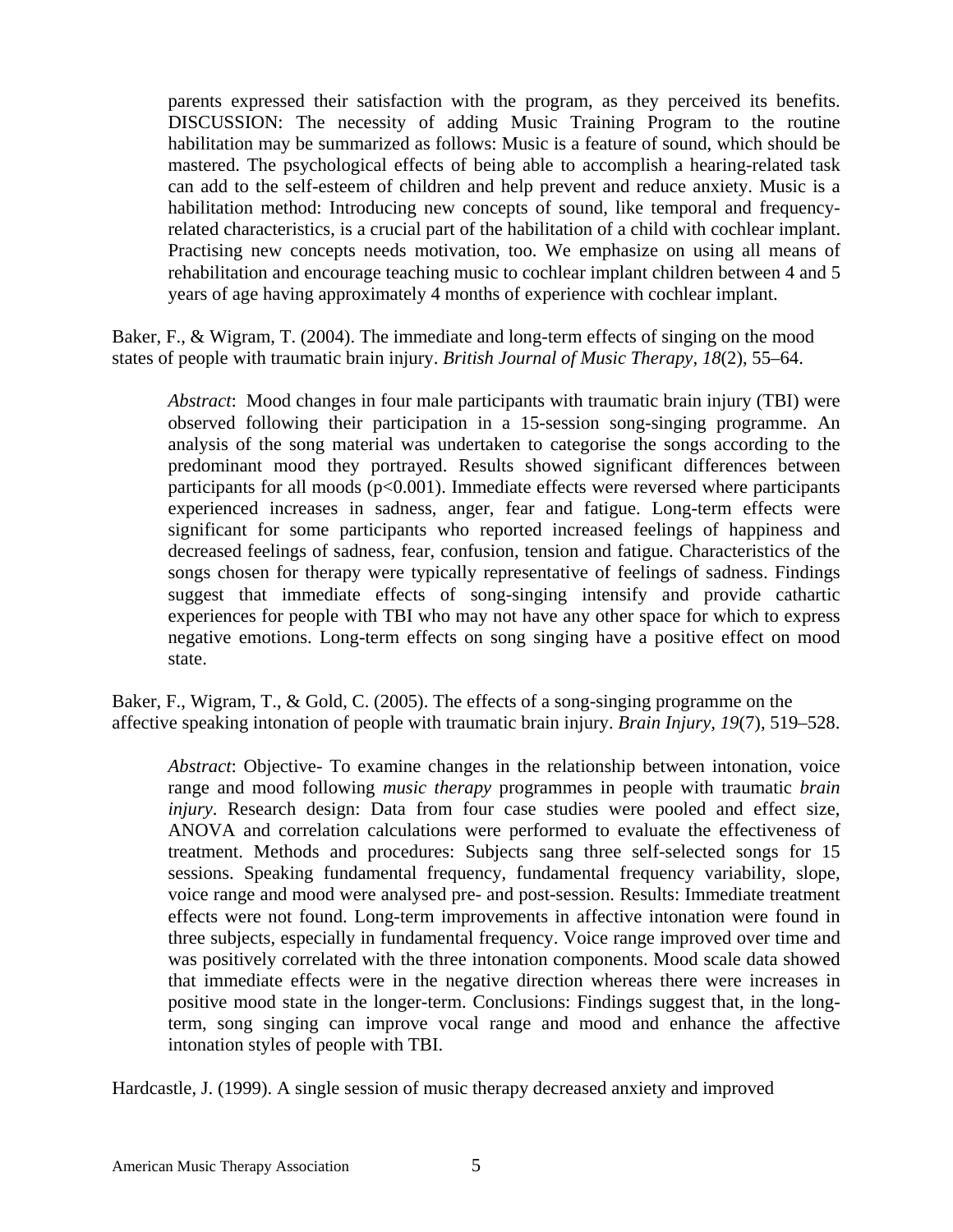parents expressed their satisfaction with the program, as they perceived its benefits. DISCUSSION: The necessity of adding Music Training Program to the routine habilitation may be summarized as follows: Music is a feature of sound, which should be mastered. The psychological effects of being able to accomplish a hearing-related task can add to the self-esteem of children and help prevent and reduce anxiety. Music is a habilitation method: Introducing new concepts of sound, like temporal and frequency-related characteristics, is a crucial part of the habilitation of a child with cochlear implant. Practising new concepts needs motivation, too. We emphasize on using all means of rehabilitation and encourage teaching music to cochlear implant children between 4 and 5 years of age having approximately 4 months of experience with cochlear implant.

Baker, F., & Wigram, T. (2004). The immediate and long-term effects of singing on the mood states of people with traumatic brain injury. *British Journal of Music Therapy, 18*(2), 55–64.

> *Abstract*: Mood changes in four male participants with traumatic brain injury (TBI) were observed following their participation in a 15-session song-singing programme. An analysis of the song material was undertaken to categorise the songs according to the predominant mood they portrayed. Results showed significant differences between participants for all moods ($p<0.001$). Immediate effects were reversed where participants experienced increases in sadness, anger, fear and fatigue. Long-term effects were significant for some participants who reported increased feelings of happiness and decreased feelings of sadness, fear, confusion, tension and fatigue. Characteristics of the songs chosen for therapy were typically representative of feelings of sadness. Findings suggest that immediate effects of song-singing intensify and provide cathartic experiences for people with TBI who may not have any other space for which to express negative emotions. Long-term effects on song singing have a positive effect on mood state.

Baker, F., Wigram, T., & Gold, C. (2005). The effects of a song-singing programme on the affective speaking intonation of people with traumatic brain injury. *Brain Injury, 19*(7), 519–528.

> *Abstract*: Objective- To examine changes in the relationship between intonation, voice range and mood following *music therapy* programmes in people with traumatic *brain injury*. Research design: Data from four case studies were pooled and effect size, ANOVA and correlation calculations were performed to evaluate the effectiveness of treatment. Methods and procedures: Subjects sang three self-selected songs for 15 sessions. Speaking fundamental frequency, fundamental frequency variability, slope, voice range and mood were analysed pre- and post-session. Results: Immediate treatment effects were not found. Long-term improvements in affective intonation were found in three subjects, especially in fundamental frequency. Voice range improved over time and was positively correlated with the three intonation components. Mood scale data showed that immediate effects were in the negative direction whereas there were increases in positive mood state in the longer-term. Conclusions: Findings suggest that, in the long-term, song singing can improve vocal range and mood and enhance the affective intonation styles of people with TBI.

Hardcastle, J. (1999). A single session of music therapy decreased anxiety and improved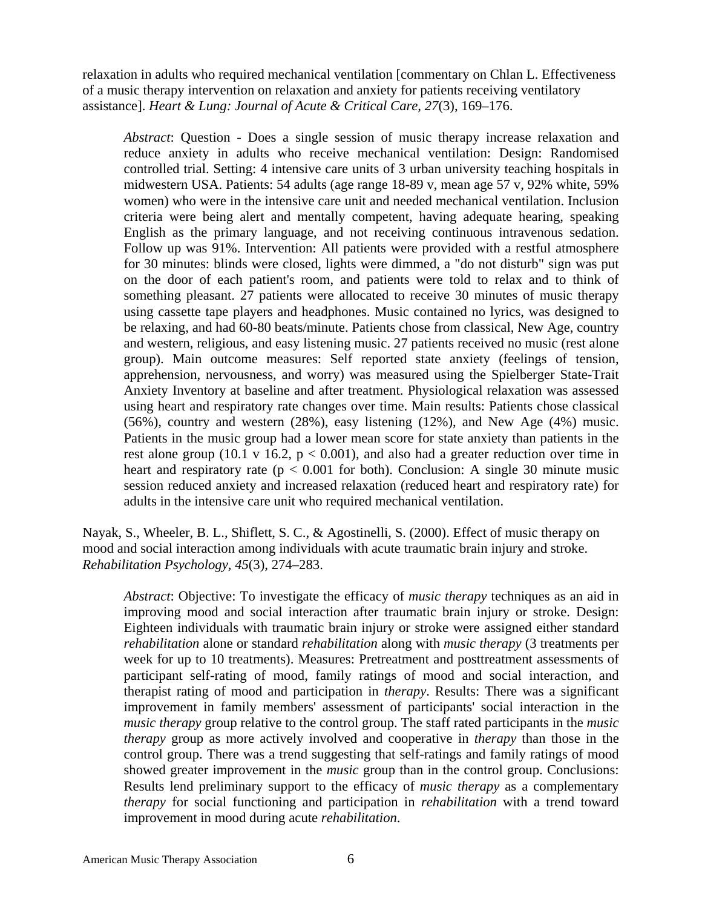relaxation in adults who required mechanical ventilation [commentary on Chlan L. Effectiveness of a music therapy intervention on relaxation and anxiety for patients receiving ventilatory assistance]. *Heart & Lung: Journal of Acute & Critical Care, 27*(3), 169–176.

> *Abstract*: Question - Does a single session of music therapy increase relaxation and reduce anxiety in adults who receive mechanical ventilation: Design: Randomised controlled trial. Setting: 4 intensive care units of 3 urban university teaching hospitals in midwestern USA. Patients: 54 adults (age range 18-89 v, mean age 57 v, 92% white, 59% women) who were in the intensive care unit and needed mechanical ventilation. Inclusion criteria were being alert and mentally competent, having adequate hearing, speaking English as the primary language, and not receiving continuous intravenous sedation. Follow up was 91%. Intervention: All patients were provided with a restful atmosphere for 30 minutes: blinds were closed, lights were dimmed, a "do not disturb" sign was put on the door of each patient's room, and patients were told to relax and to think of something pleasant. 27 patients were allocated to receive 30 minutes of music therapy using cassette tape players and headphones. Music contained no lyrics, was designed to be relaxing, and had 60-80 beats/minute. Patients chose from classical, New Age, country and western, religious, and easy listening music. 27 patients received no music (rest alone group). Main outcome measures: Self reported state anxiety (feelings of tension, apprehension, nervousness, and worry) was measured using the Spielberger State-Trait Anxiety Inventory at baseline and after treatment. Physiological relaxation was assessed using heart and respiratory rate changes over time. Main results: Patients chose classical (56%), country and western (28%), easy listening (12%), and New Age (4%) music. Patients in the music group had a lower mean score for state anxiety than patients in the rest alone group (10.1 v 16.2, $p < 0.001$), and also had a greater reduction over time in heart and respiratory rate ($p < 0.001$ for both). Conclusion: A single 30 minute music session reduced anxiety and increased relaxation (reduced heart and respiratory rate) for adults in the intensive care unit who required mechanical ventilation.

Nayak, S., Wheeler, B. L., Shiflett, S. C., & Agostinelli, S. (2000). Effect of music therapy on mood and social interaction among individuals with acute traumatic brain injury and stroke. *Rehabilitation Psychology, 45*(3), 274–283.

> *Abstract*: Objective: To investigate the efficacy of *music therapy* techniques as an aid in improving mood and social interaction after traumatic brain injury or stroke. Design: Eighteen individuals with traumatic brain injury or stroke were assigned either standard *rehabilitation* alone or standard *rehabilitation* along with *music therapy* (3 treatments per week for up to 10 treatments). Measures: Pretreatment and posttreatment assessments of participant self-rating of mood, family ratings of mood and social interaction, and therapist rating of mood and participation in *therapy*. Results: There was a significant improvement in family members' assessment of participants' social interaction in the *music therapy* group relative to the control group. The staff rated participants in the *music therapy* group as more actively involved and cooperative in *therapy* than those in the control group. There was a trend suggesting that self-ratings and family ratings of mood showed greater improvement in the *music* group than in the control group. Conclusions: Results lend preliminary support to the efficacy of *music therapy* as a complementary *therapy* for social functioning and participation in *rehabilitation* with a trend toward improvement in mood during acute *rehabilitation*.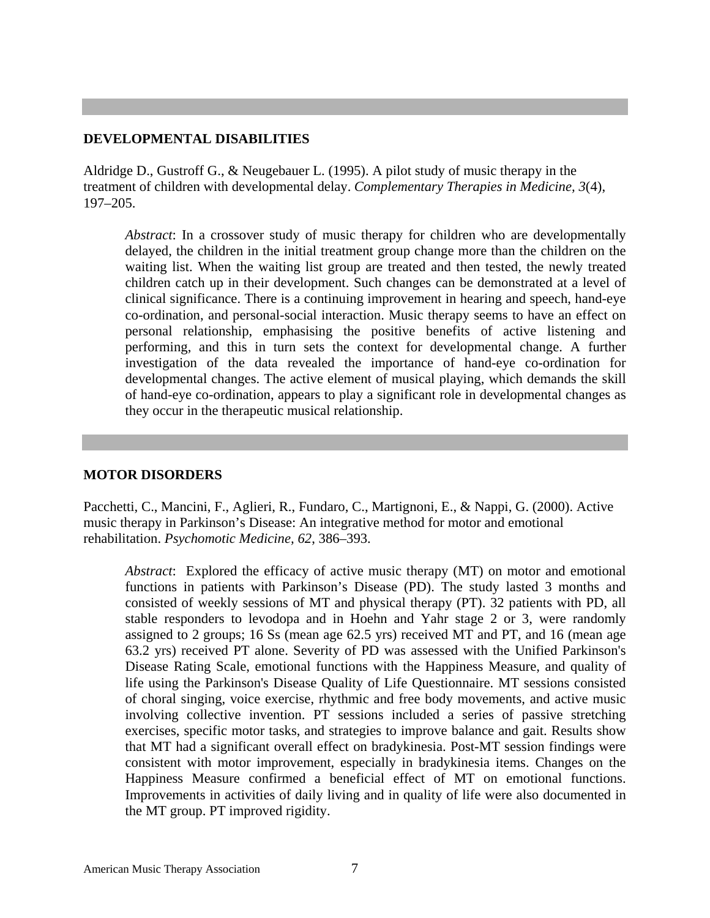## DEVELOPMENTAL DISABILITIES

Aldridge D., Gustroff G., & Neugebauer L. (1995). A pilot study of music therapy in the treatment of children with developmental delay. *Complementary Therapies in Medicine, 3*(4), 197–205.

> *Abstract*: In a crossover study of music therapy for children who are developmentally delayed, the children in the initial treatment group change more than the children on the waiting list. When the waiting list group are treated and then tested, the newly treated children catch up in their development. Such changes can be demonstrated at a level of clinical significance. There is a continuing improvement in hearing and speech, hand-eye co-ordination, and personal-social interaction. Music therapy seems to have an effect on personal relationship, emphasising the positive benefits of active listening and performing, and this in turn sets the context for developmental change. A further investigation of the data revealed the importance of hand-eye co-ordination for developmental changes. The active element of musical playing, which demands the skill of hand-eye co-ordination, appears to play a significant role in developmental changes as they occur in the therapeutic musical relationship.

## MOTOR DISORDERS

Pacchetti, C., Mancini, F., Aglieri, R., Fundaro, C., Martignoni, E., & Nappi, G. (2000). Active music therapy in Parkinson's Disease: An integrative method for motor and emotional rehabilitation. *Psychomotic Medicine, 62*, 386–393.

> *Abstract*: Explored the efficacy of active music therapy (MT) on motor and emotional functions in patients with Parkinson's Disease (PD). The study lasted 3 months and consisted of weekly sessions of MT and physical therapy (PT). 32 patients with PD, all stable responders to levodopa and in Hoehn and Yahr stage 2 or 3, were randomly assigned to 2 groups; 16 Ss (mean age 62.5 yrs) received MT and PT, and 16 (mean age 63.2 yrs) received PT alone. Severity of PD was assessed with the Unified Parkinson's Disease Rating Scale, emotional functions with the Happiness Measure, and quality of life using the Parkinson's Disease Quality of Life Questionnaire. MT sessions consisted of choral singing, voice exercise, rhythmic and free body movements, and active music involving collective invention. PT sessions included a series of passive stretching exercises, specific motor tasks, and strategies to improve balance and gait. Results show that MT had a significant overall effect on bradykinesia. Post-MT session findings were consistent with motor improvement, especially in bradykinesia items. Changes on the Happiness Measure confirmed a beneficial effect of MT on emotional functions. Improvements in activities of daily living and in quality of life were also documented in the MT group. PT improved rigidity.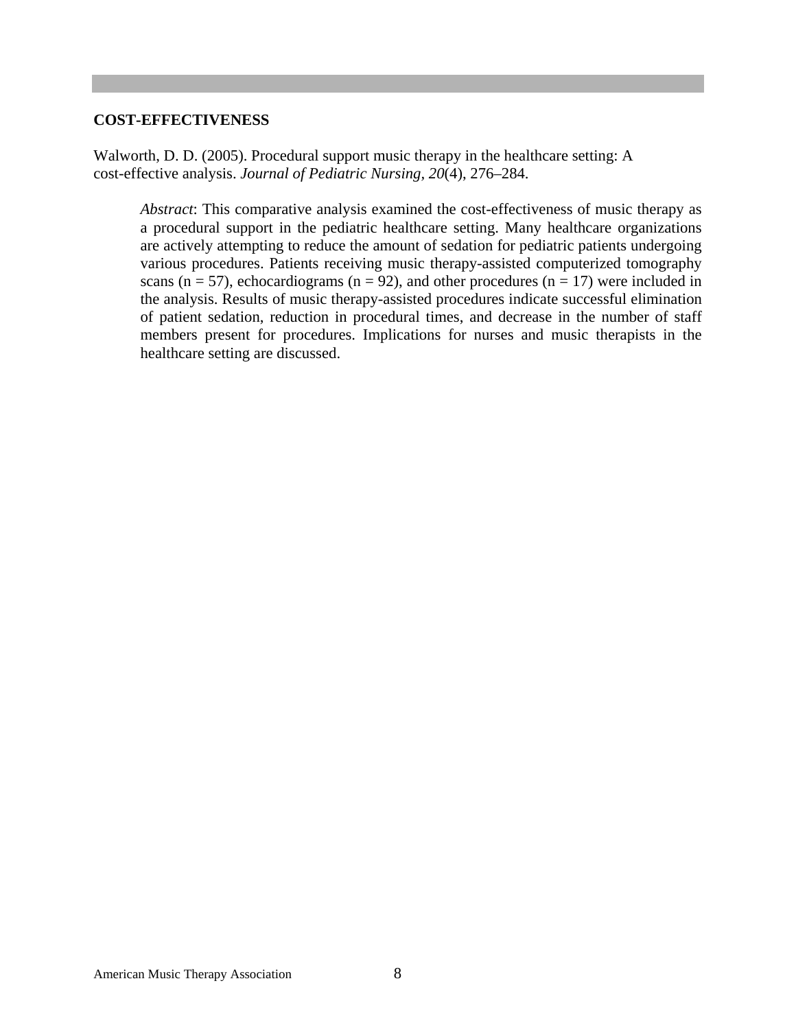## COST-EFFECTIVENESS

Walworth, D. D. (2005). Procedural support music therapy in the healthcare setting: A cost-effective analysis. *Journal of Pediatric Nursing, 20*(4), 276–284.

> *Abstract*: This comparative analysis examined the cost-effectiveness of music therapy as a procedural support in the pediatric healthcare setting. Many healthcare organizations are actively attempting to reduce the amount of sedation for pediatric patients undergoing various procedures. Patients receiving music therapy-assisted computerized tomography scans (n = 57), echocardiograms (n = 92), and other procedures (n = 17) were included in the analysis. Results of music therapy-assisted procedures indicate successful elimination of patient sedation, reduction in procedural times, and decrease in the number of staff members present for procedures. Implications for nurses and music therapists in the healthcare setting are discussed.